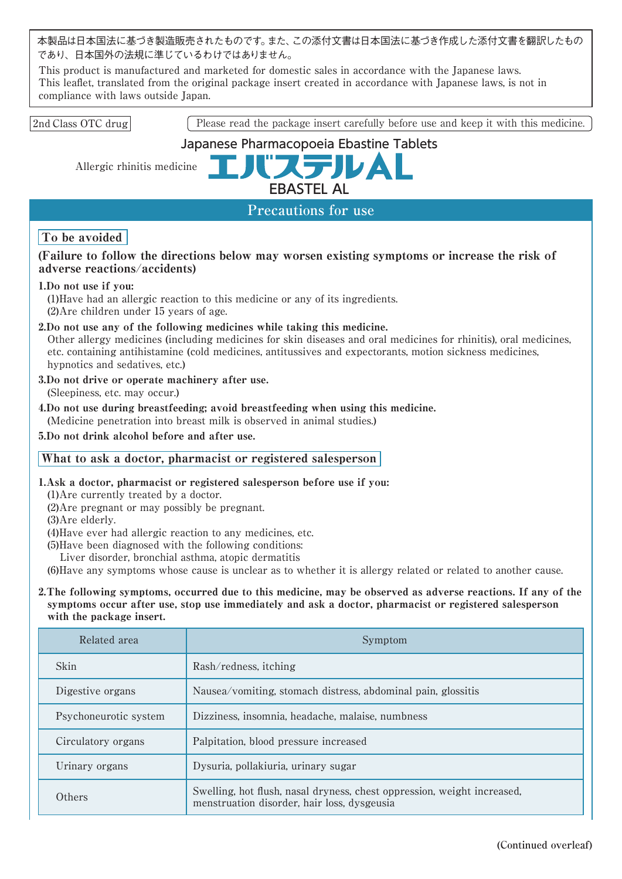本製品は日本国法に基づき製造販売されたものです。また、この添付文書は日本国法に基づき作成した添付文書を翻訳したものであり、日本国外の法規に準じているわけではありません。

This product is manufactured and marketed for domestic sales in accordance with the Japanese laws.
This leaflet, translated from the original package insert created in accordance with Japanese laws, is not in compliance with laws outside Japan.

2nd Class OTC drug

Please read the package insert carefully before use and keep it with this medicine.

Japanese Pharmacopoeia Ebastine Tablets

Allergic rhinitis medicine

# エバステルAL
# EBASTEL AL

## Precautions for use

### To be avoided

**(Failure to follow the directions below may worsen existing symptoms or increase the risk of adverse reactions/accidents)**

**1.Do not use if you:**
(1)Have had an allergic reaction to this medicine or any of its ingredients.
(2)Are children under 15 years of age.

**2.Do not use any of the following medicines while taking this medicine.**
Other allergy medicines (including medicines for skin diseases and oral medicines for rhinitis), oral medicines, etc. containing antihistamine (cold medicines, antitussives and expectorants, motion sickness medicines, hypnotics and sedatives, etc.)

**3.Do not drive or operate machinery after use.**
(Sleepiness, etc. may occur.)

**4.Do not use during breastfeeding; avoid breastfeeding when using this medicine.**
(Medicine penetration into breast milk is observed in animal studies.)

**5.Do not drink alcohol before and after use.**

### What to ask a doctor, pharmacist or registered salesperson

**1.Ask a doctor, pharmacist or registered salesperson before use if you:**
(1)Are currently treated by a doctor.
(2)Are pregnant or may possibly be pregnant.
(3)Are elderly.
(4)Have ever had allergic reaction to any medicines, etc.
(5)Have been diagnosed with the following conditions:
Liver disorder, bronchial asthma, atopic dermatitis
(6)Have any symptoms whose cause is unclear as to whether it is allergy related or related to another cause.

**2.The following symptoms, occurred due to this medicine, may be observed as adverse reactions. If any of the symptoms occur after use, stop use immediately and ask a doctor, pharmacist or registered salesperson with the package insert.**

| Related area | Symptom |
|---|---|
| Skin | Rash/redness, itching |
| Digestive organs | Nausea/vomiting, stomach distress, abdominal pain, glossitis |
| Psychoneurotic system | Dizziness, insomnia, headache, malaise, numbness |
| Circulatory organs | Palpitation, blood pressure increased |
| Urinary organs | Dysuria, pollakiuria, urinary sugar |
| Others | Swelling, hot flush, nasal dryness, chest oppression, weight increased, menstruation disorder, hair loss, dysgeusia |

**(Continued overleaf)**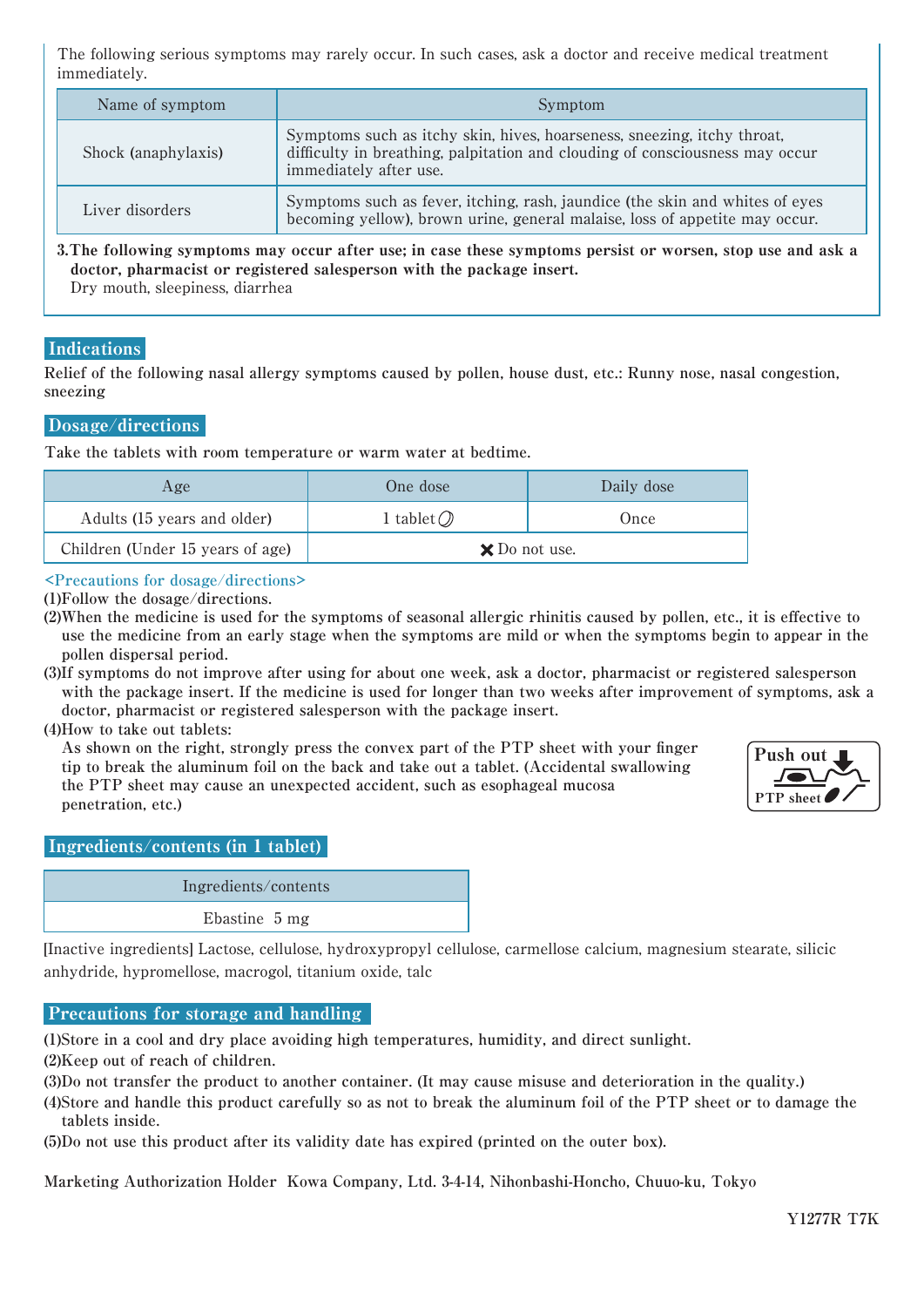The following serious symptoms may rarely occur. In such cases, ask a doctor and receive medical treatment immediately.

| Name of symptom | Symptom |
|---|---|
| Shock (anaphylaxis) | Symptoms such as itchy skin, hives, hoarseness, sneezing, itchy throat, difficulty in breathing, palpitation and clouding of consciousness may occur immediately after use. |
| Liver disorders | Symptoms such as fever, itching, rash, jaundice (the skin and whites of eyes becoming yellow), brown urine, general malaise, loss of appetite may occur. |

**3.The following symptoms may occur after use; in case these symptoms persist or worsen, stop use and ask a doctor, pharmacist or registered salesperson with the package insert.**
Dry mouth, sleepiness, diarrhea

## Indications

Relief of the following nasal allergy symptoms caused by pollen, house dust, etc.: Runny nose, nasal congestion, sneezing

## Dosage/directions

Take the tablets with room temperature or warm water at bedtime.

| Age | One dose | Daily dose |
|---|---|---|
| Adults (15 years and older) | 1 tablet | Once |
| Children (Under 15 years of age) | ✖ Do not use. | |

<Precautions for dosage/directions>

(1)Follow the dosage/directions.

(2)When the medicine is used for the symptoms of seasonal allergic rhinitis caused by pollen, etc., it is effective to use the medicine from an early stage when the symptoms are mild or when the symptoms begin to appear in the pollen dispersal period.

(3)If symptoms do not improve after using for about one week, ask a doctor, pharmacist or registered salesperson with the package insert. If the medicine is used for longer than two weeks after improvement of symptoms, ask a doctor, pharmacist or registered salesperson with the package insert.

(4)How to take out tablets:
As shown on the right, strongly press the convex part of the PTP sheet with your finger tip to break the aluminum foil on the back and take out a tablet. (Accidental swallowing the PTP sheet may cause an unexpected accident, such as esophageal mucosa penetration, etc.)

Push out
PTP sheet

## Ingredients/contents (in 1 tablet)

| Ingredients/contents |
|---|
| Ebastine 5 mg |

[Inactive ingredients] Lactose, cellulose, hydroxypropyl cellulose, carmellose calcium, magnesium stearate, silicic anhydride, hypromellose, macrogol, titanium oxide, talc

## Precautions for storage and handling

(1)Store in a cool and dry place avoiding high temperatures, humidity, and direct sunlight.

(2)Keep out of reach of children.

(3)Do not transfer the product to another container. (It may cause misuse and deterioration in the quality.)

(4)Store and handle this product carefully so as not to break the aluminum foil of the PTP sheet or to damage the tablets inside.

(5)Do not use this product after its validity date has expired (printed on the outer box).

Marketing Authorization Holder Kowa Company, Ltd. 3-4-14, Nihonbashi-Honcho, Chuo-ku, Tokyo

Y1277R T7K